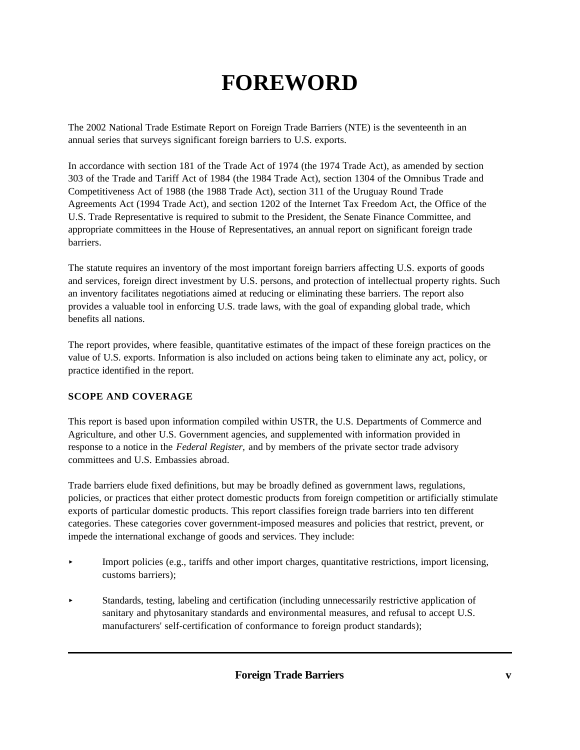# FOREWORD

The 2002 National Trade Estimate Report on Foreign Trade Barriers (NTE) is the seventeenth in an annual series that surveys significant foreign barriers to U.S. exports.

In accordance with section 181 of the Trade Act of 1974 (the 1974 Trade Act), as amended by section 303 of the Trade and Tariff Act of 1984 (the 1984 Trade Act), section 1304 of the Omnibus Trade and Competitiveness Act of 1988 (the 1988 Trade Act), section 311 of the Uruguay Round Trade Agreements Act (1994 Trade Act), and section 1202 of the Internet Tax Freedom Act, the Office of the U.S. Trade Representative is required to submit to the President, the Senate Finance Committee, and appropriate committees in the House of Representatives, an annual report on significant foreign trade barriers.

The statute requires an inventory of the most important foreign barriers affecting U.S. exports of goods and services, foreign direct investment by U.S. persons, and protection of intellectual property rights. Such an inventory facilitates negotiations aimed at reducing or eliminating these barriers. The report also provides a valuable tool in enforcing U.S. trade laws, with the goal of expanding global trade, which benefits all nations.

The report provides, where feasible, quantitative estimates of the impact of these foreign practices on the value of U.S. exports. Information is also included on actions being taken to eliminate any act, policy, or practice identified in the report.

**SCOPE AND COVERAGE**

This report is based upon information compiled within USTR, the U.S. Departments of Commerce and Agriculture, and other U.S. Government agencies, and supplemented with information provided in response to a notice in the *Federal Register*, and by members of the private sector trade advisory committees and U.S. Embassies abroad.

Trade barriers elude fixed definitions, but may be broadly defined as government laws, regulations, policies, or practices that either protect domestic products from foreign competition or artificially stimulate exports of particular domestic products. This report classifies foreign trade barriers into ten different categories. These categories cover government-imposed measures and policies that restrict, prevent, or impede the international exchange of goods and services. They include:

- Import policies (e.g., tariffs and other import charges, quantitative restrictions, import licensing, customs barriers);
- Standards, testing, labeling and certification (including unnecessarily restrictive application of sanitary and phytosanitary standards and environmental measures, and refusal to accept U.S. manufacturers' self-certification of conformance to foreign product standards);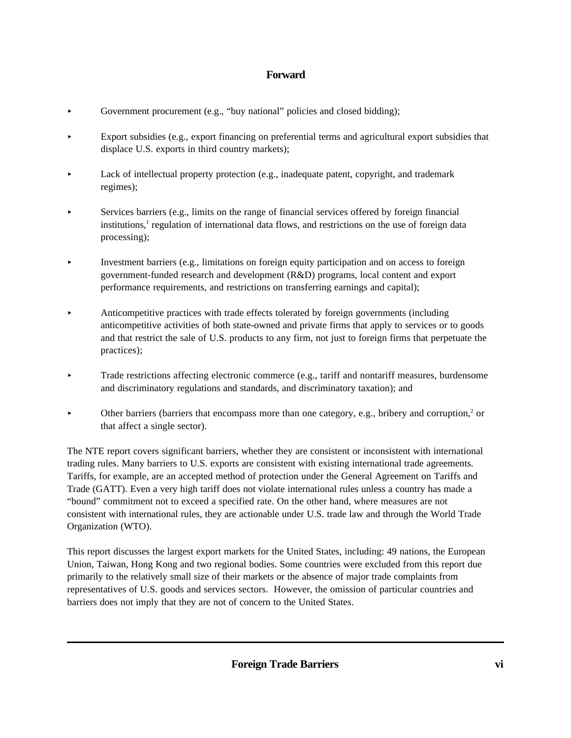# Forward

- Government procurement (e.g., "buy national" policies and closed bidding);
- Export subsidies (e.g., export financing on preferential terms and agricultural export subsidies that displace U.S. exports in third country markets);
- Lack of intellectual property protection (e.g., inadequate patent, copyright, and trademark regimes);
- Services barriers (e.g., limits on the range of financial services offered by foreign financial institutions,[1] regulation of international data flows, and restrictions on the use of foreign data processing);
- Investment barriers (e.g., limitations on foreign equity participation and on access to foreign government-funded research and development (R&D) programs, local content and export performance requirements, and restrictions on transferring earnings and capital);
- Anticompetitive practices with trade effects tolerated by foreign governments (including anticompetitive activities of both state-owned and private firms that apply to services or to goods and that restrict the sale of U.S. products to any firm, not just to foreign firms that perpetuate the practices);
- Trade restrictions affecting electronic commerce (e.g., tariff and nontariff measures, burdensome and discriminatory regulations and standards, and discriminatory taxation); and
- Other barriers (barriers that encompass more than one category, e.g., bribery and corruption,[2] or that affect a single sector).

The NTE report covers significant barriers, whether they are consistent or inconsistent with international trading rules. Many barriers to U.S. exports are consistent with existing international trade agreements. Tariffs, for example, are an accepted method of protection under the General Agreement on Tariffs and Trade (GATT). Even a very high tariff does not violate international rules unless a country has made a "bound" commitment not to exceed a specified rate. On the other hand, where measures are not consistent with international rules, they are actionable under U.S. trade law and through the World Trade Organization (WTO).

This report discusses the largest export markets for the United States, including: 49 nations, the European Union, Taiwan, Hong Kong and two regional bodies. Some countries were excluded from this report due primarily to the relatively small size of their markets or the absence of major trade complaints from representatives of U.S. goods and services sectors. However, the omission of particular countries and barriers does not imply that they are not of concern to the United States.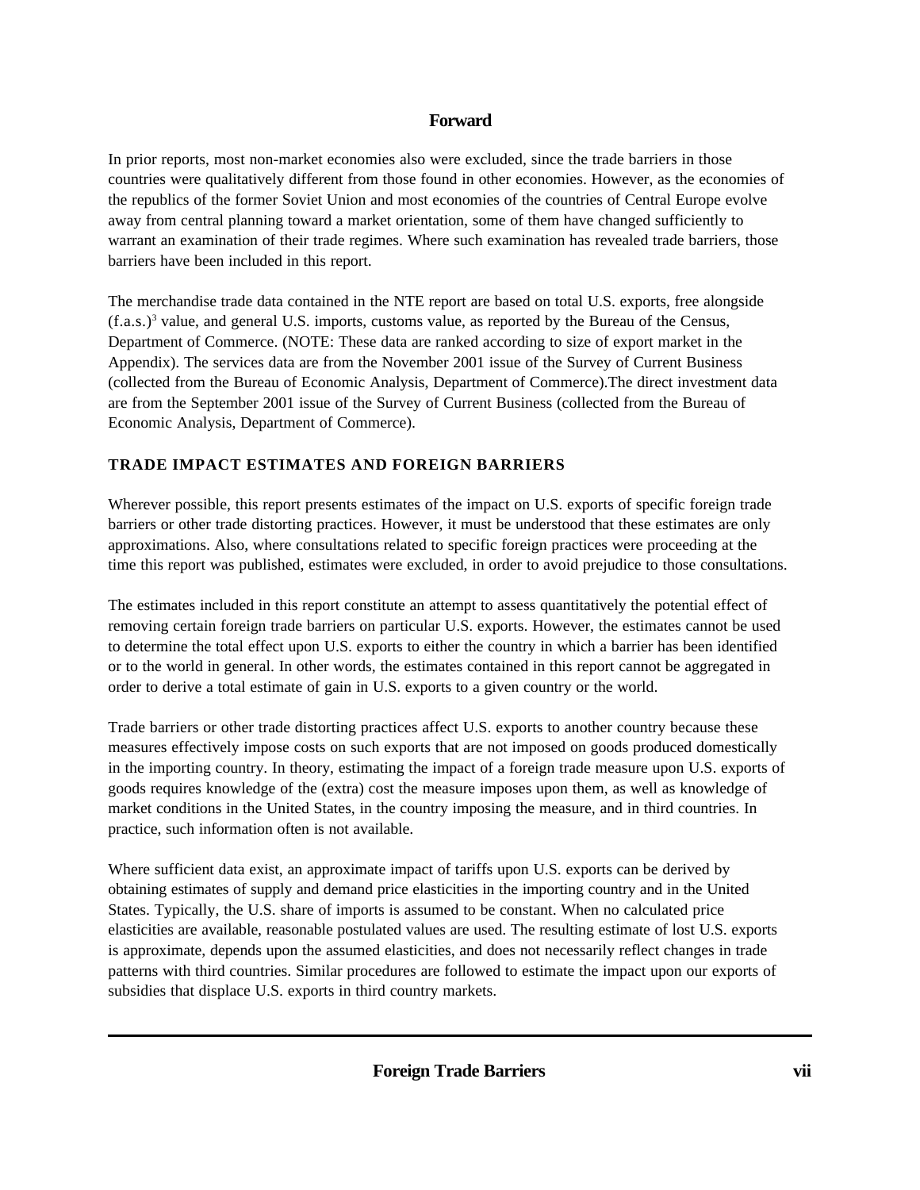# Forward

In prior reports, most non-market economies also were excluded, since the trade barriers in those countries were qualitatively different from those found in other economies. However, as the economies of the republics of the former Soviet Union and most economies of the countries of Central Europe evolve away from central planning toward a market orientation, some of them have changed sufficiently to warrant an examination of their trade regimes. Where such examination has revealed trade barriers, those barriers have been included in this report.

The merchandise trade data contained in the NTE report are based on total U.S. exports, free alongside (f.a.s.)[3] value, and general U.S. imports, customs value, as reported by the Bureau of the Census, Department of Commerce. (NOTE: These data are ranked according to size of export market in the Appendix). The services data are from the November 2001 issue of the Survey of Current Business (collected from the Bureau of Economic Analysis, Department of Commerce).The direct investment data are from the September 2001 issue of the Survey of Current Business (collected from the Bureau of Economic Analysis, Department of Commerce).

## TRADE IMPACT ESTIMATES AND FOREIGN BARRIERS

Wherever possible, this report presents estimates of the impact on U.S. exports of specific foreign trade barriers or other trade distorting practices. However, it must be understood that these estimates are only approximations. Also, where consultations related to specific foreign practices were proceeding at the time this report was published, estimates were excluded, in order to avoid prejudice to those consultations.

The estimates included in this report constitute an attempt to assess quantitatively the potential effect of removing certain foreign trade barriers on particular U.S. exports. However, the estimates cannot be used to determine the total effect upon U.S. exports to either the country in which a barrier has been identified or to the world in general. In other words, the estimates contained in this report cannot be aggregated in order to derive a total estimate of gain in U.S. exports to a given country or the world.

Trade barriers or other trade distorting practices affect U.S. exports to another country because these measures effectively impose costs on such exports that are not imposed on goods produced domestically in the importing country. In theory, estimating the impact of a foreign trade measure upon U.S. exports of goods requires knowledge of the (extra) cost the measure imposes upon them, as well as knowledge of market conditions in the United States, in the country imposing the measure, and in third countries. In practice, such information often is not available.

Where sufficient data exist, an approximate impact of tariffs upon U.S. exports can be derived by obtaining estimates of supply and demand price elasticities in the importing country and in the United States. Typically, the U.S. share of imports is assumed to be constant. When no calculated price elasticities are available, reasonable postulated values are used. The resulting estimate of lost U.S. exports is approximate, depends upon the assumed elasticities, and does not necessarily reflect changes in trade patterns with third countries. Similar procedures are followed to estimate the impact upon our exports of subsidies that displace U.S. exports in third country markets.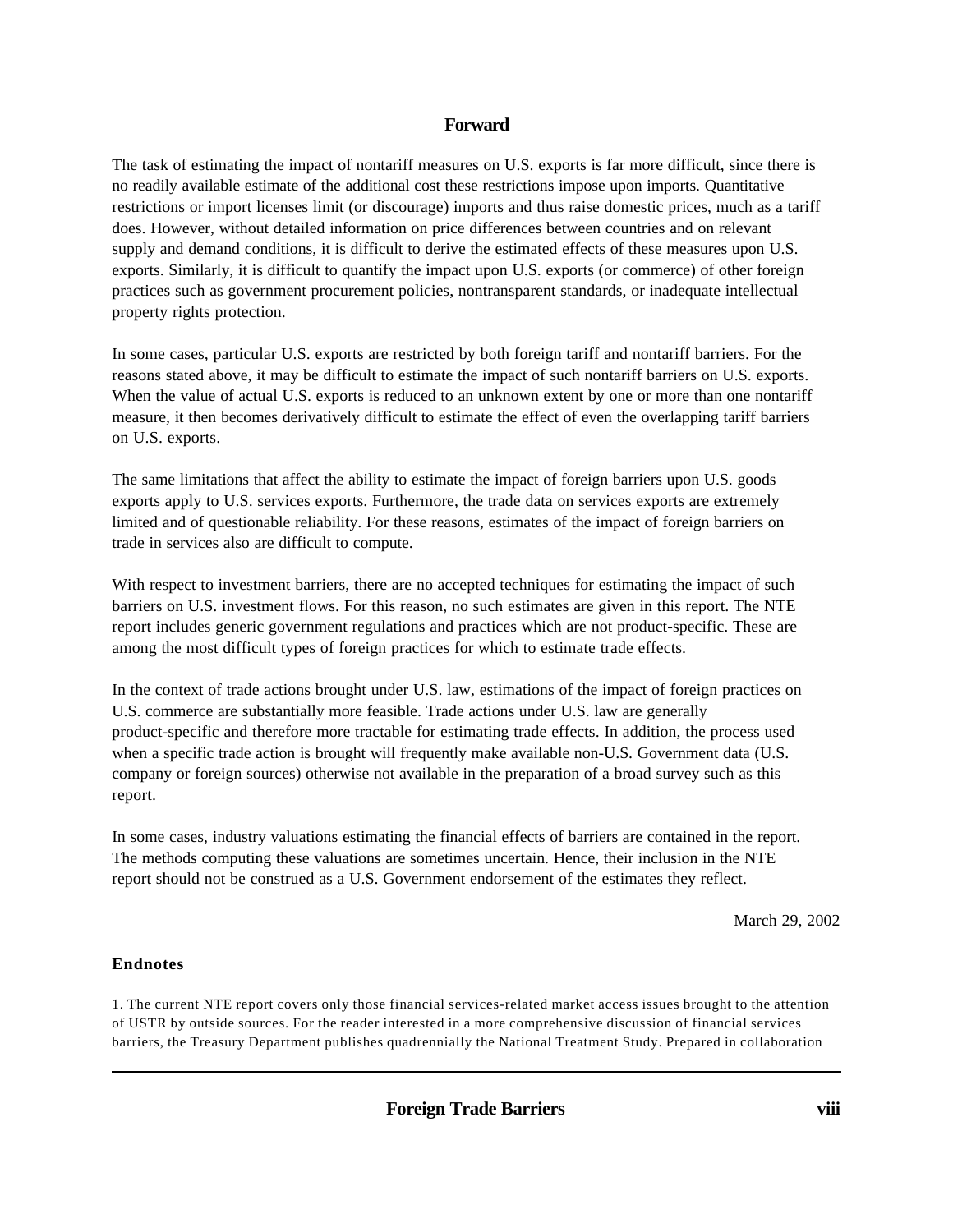## Forward

The task of estimating the impact of nontariff measures on U.S. exports is far more difficult, since there is no readily available estimate of the additional cost these restrictions impose upon imports. Quantitative restrictions or import licenses limit (or discourage) imports and thus raise domestic prices, much as a tariff does. However, without detailed information on price differences between countries and on relevant supply and demand conditions, it is difficult to derive the estimated effects of these measures upon U.S. exports. Similarly, it is difficult to quantify the impact upon U.S. exports (or commerce) of other foreign practices such as government procurement policies, nontransparent standards, or inadequate intellectual property rights protection.

In some cases, particular U.S. exports are restricted by both foreign tariff and nontariff barriers. For the reasons stated above, it may be difficult to estimate the impact of such nontariff barriers on U.S. exports. When the value of actual U.S. exports is reduced to an unknown extent by one or more than one nontariff measure, it then becomes derivatively difficult to estimate the effect of even the overlapping tariff barriers on U.S. exports.

The same limitations that affect the ability to estimate the impact of foreign barriers upon U.S. goods exports apply to U.S. services exports. Furthermore, the trade data on services exports are extremely limited and of questionable reliability. For these reasons, estimates of the impact of foreign barriers on trade in services also are difficult to compute.

With respect to investment barriers, there are no accepted techniques for estimating the impact of such barriers on U.S. investment flows. For this reason, no such estimates are given in this report. The NTE report includes generic government regulations and practices which are not product-specific. These are among the most difficult types of foreign practices for which to estimate trade effects.

In the context of trade actions brought under U.S. law, estimations of the impact of foreign practices on U.S. commerce are substantially more feasible. Trade actions under U.S. law are generally product-specific and therefore more tractable for estimating trade effects. In addition, the process used when a specific trade action is brought will frequently make available non-U.S. Government data (U.S. company or foreign sources) otherwise not available in the preparation of a broad survey such as this report.

In some cases, industry valuations estimating the financial effects of barriers are contained in the report. The methods computing these valuations are sometimes uncertain. Hence, their inclusion in the NTE report should not be construed as a U.S. Government endorsement of the estimates they reflect.

March 29, 2002

### Endnotes

1. The current NTE report covers only those financial services-related market access issues brought to the attention of USTR by outside sources. For the reader interested in a more comprehensive discussion of financial services barriers, the Treasury Department publishes quadrennially the National Treatment Study. Prepared in collaboration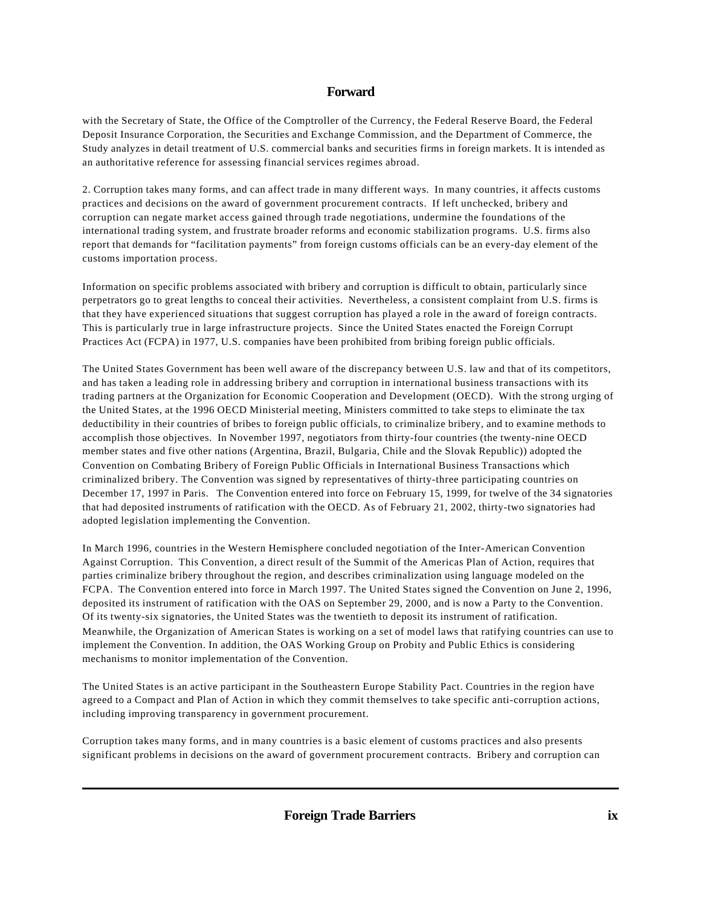with the Secretary of State, the Office of the Comptroller of the Currency, the Federal Reserve Board, the Federal Deposit Insurance Corporation, the Securities and Exchange Commission, and the Department of Commerce, the Study analyzes in detail treatment of U.S. commercial banks and securities firms in foreign markets. It is intended as an authoritative reference for assessing financial services regimes abroad.

2. Corruption takes many forms, and can affect trade in many different ways. In many countries, it affects customs practices and decisions on the award of government procurement contracts. If left unchecked, bribery and corruption can negate market access gained through trade negotiations, undermine the foundations of the international trading system, and frustrate broader reforms and economic stabilization programs. U.S. firms also report that demands for "facilitation payments" from foreign customs officials can be an every-day element of the customs importation process.

Information on specific problems associated with bribery and corruption is difficult to obtain, particularly since perpetrators go to great lengths to conceal their activities. Nevertheless, a consistent complaint from U.S. firms is that they have experienced situations that suggest corruption has played a role in the award of foreign contracts. This is particularly true in large infrastructure projects. Since the United States enacted the Foreign Corrupt Practices Act (FCPA) in 1977, U.S. companies have been prohibited from bribing foreign public officials.

The United States Government has been well aware of the discrepancy between U.S. law and that of its competitors, and has taken a leading role in addressing bribery and corruption in international business transactions with its trading partners at the Organization for Economic Cooperation and Development (OECD). With the strong urging of the United States, at the 1996 OECD Ministerial meeting, Ministers committed to take steps to eliminate the tax deductibility in their countries of bribes to foreign public officials, to criminalize bribery, and to examine methods to accomplish those objectives. In November 1997, negotiators from thirty-four countries (the twenty-nine OECD member states and five other nations (Argentina, Brazil, Bulgaria, Chile and the Slovak Republic)) adopted the Convention on Combating Bribery of Foreign Public Officials in International Business Transactions which criminalized bribery. The Convention was signed by representatives of thirty-three participating countries on December 17, 1997 in Paris. The Convention entered into force on February 15, 1999, for twelve of the 34 signatories that had deposited instruments of ratification with the OECD. As of February 21, 2002, thirty-two signatories had adopted legislation implementing the Convention.

In March 1996, countries in the Western Hemisphere concluded negotiation of the Inter-American Convention Against Corruption. This Convention, a direct result of the Summit of the Americas Plan of Action, requires that parties criminalize bribery throughout the region, and describes criminalization using language modeled on the FCPA. The Convention entered into force in March 1997. The United States signed the Convention on June 2, 1996, deposited its instrument of ratification with the OAS on September 29, 2000, and is now a Party to the Convention. Of its twenty-six signatories, the United States was the twentieth to deposit its instrument of ratification. Meanwhile, the Organization of American States is working on a set of model laws that ratifying countries can use to implement the Convention. In addition, the OAS Working Group on Probity and Public Ethics is considering mechanisms to monitor implementation of the Convention.

The United States is an active participant in the Southeastern Europe Stability Pact. Countries in the region have agreed to a Compact and Plan of Action in which they commit themselves to take specific anti-corruption actions, including improving transparency in government procurement.

Corruption takes many forms, and in many countries is a basic element of customs practices and also presents significant problems in decisions on the award of government procurement contracts. Bribery and corruption can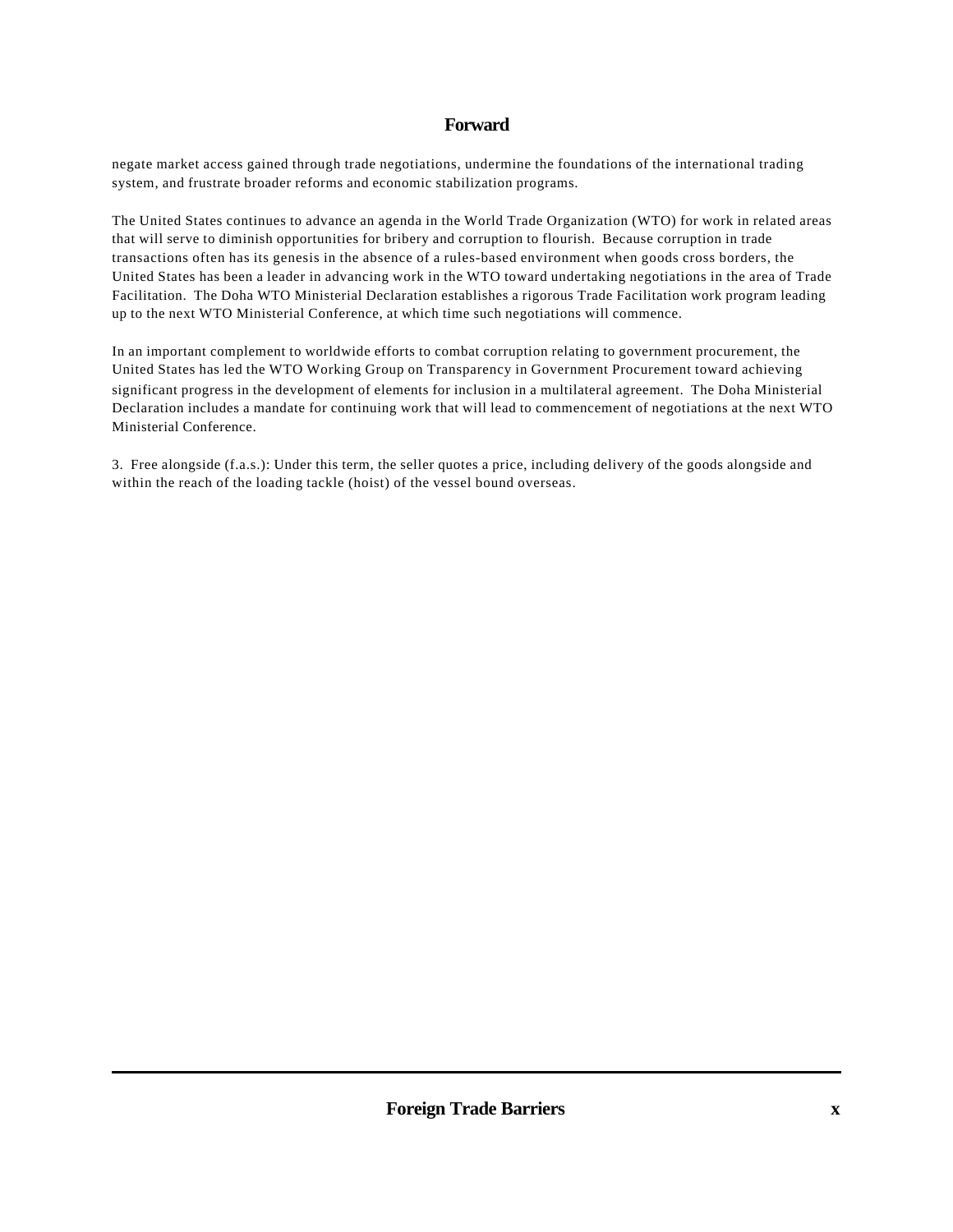negate market access gained through trade negotiations, undermine the foundations of the international trading system, and frustrate broader reforms and economic stabilization programs.

The United States continues to advance an agenda in the World Trade Organization (WTO) for work in related areas that will serve to diminish opportunities for bribery and corruption to flourish. Because corruption in trade transactions often has its genesis in the absence of a rules-based environment when goods cross borders, the United States has been a leader in advancing work in the WTO toward undertaking negotiations in the area of Trade Facilitation. The Doha WTO Ministerial Declaration establishes a rigorous Trade Facilitation work program leading up to the next WTO Ministerial Conference, at which time such negotiations will commence.

In an important complement to worldwide efforts to combat corruption relating to government procurement, the United States has led the WTO Working Group on Transparency in Government Procurement toward achieving significant progress in the development of elements for inclusion in a multilateral agreement. The Doha Ministerial Declaration includes a mandate for continuing work that will lead to commencement of negotiations at the next WTO Ministerial Conference.

3. Free alongside (f.a.s.): Under this term, the seller quotes a price, including delivery of the goods alongside and within the reach of the loading tackle (hoist) of the vessel bound overseas.